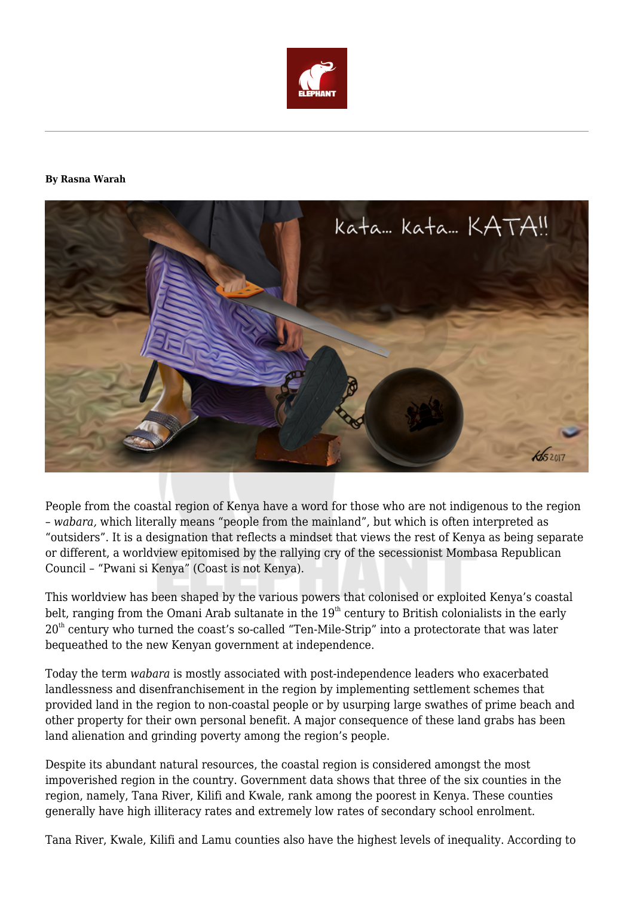**By Rasna Warah**

People from the coastal region of Kenya have a word for those who are not indigenous to the region – *wabara,* which literally means "people from the mainland", but which is often interpreted as "outsiders". It is a designation that reflects a mindset that views the rest of Kenya as being separate or different, a worldview epitomised by the rallying cry of the secessionist Mombasa Republican Council – "Pwani si Kenya" (Coast is not Kenya).

This worldview has been shaped by the various powers that colonised or exploited Kenya's coastal belt, ranging from the Omani Arab sultanate in the 19th century to British colonialists in the early 20th century who turned the coast's so-called "Ten-Mile-Strip" into a protectorate that was later bequeathed to the new Kenyan government at independence.

Today the term *wabara* is mostly associated with post-independence leaders who exacerbated landlessness and disenfranchisement in the region by implementing settlement schemes that provided land in the region to non-coastal people or by usurping large swathes of prime beach and other property for their own personal benefit. A major consequence of these land grabs has been land alienation and grinding poverty among the region's people.

Despite its abundant natural resources, the coastal region is considered amongst the most impoverished region in the country. Government data shows that three of the six counties in the region, namely, Tana River, Kilifi and Kwale, rank among the poorest in Kenya. These counties generally have high illiteracy rates and extremely low rates of secondary school enrolment.

Tana River, Kwale, Kilifi and Lamu counties also have the highest levels of inequality. According to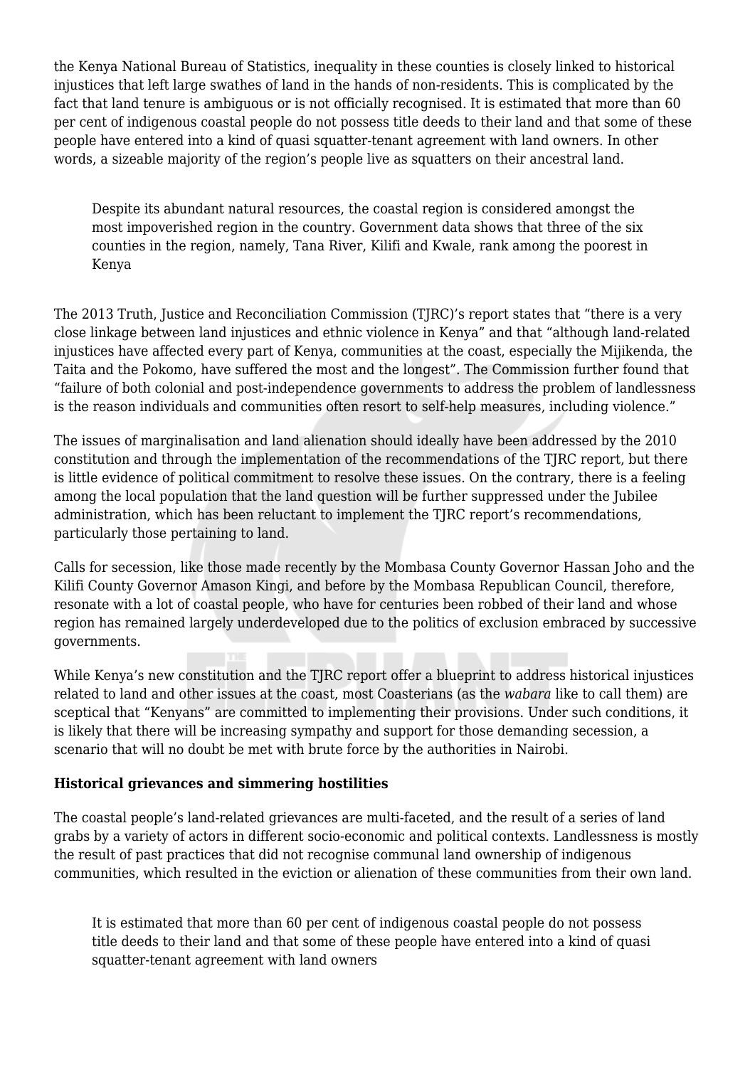the Kenya National Bureau of Statistics, inequality in these counties is closely linked to historical injustices that left large swathes of land in the hands of non-residents. This is complicated by the fact that land tenure is ambiguous or is not officially recognised. It is estimated that more than 60 per cent of indigenous coastal people do not possess title deeds to their land and that some of these people have entered into a kind of quasi squatter-tenant agreement with land owners. In other words, a sizeable majority of the region's people live as squatters on their ancestral land.

> Despite its abundant natural resources, the coastal region is considered amongst the most impoverished region in the country. Government data shows that three of the six counties in the region, namely, Tana River, Kilifi and Kwale, rank among the poorest in Kenya

The 2013 Truth, Justice and Reconciliation Commission (TJRC)'s report states that "there is a very close linkage between land injustices and ethnic violence in Kenya" and that "although land-related injustices have affected every part of Kenya, communities at the coast, especially the Mijikenda, the Taita and the Pokomo, have suffered the most and the longest". The Commission further found that "failure of both colonial and post-independence governments to address the problem of landlessness is the reason individuals and communities often resort to self-help measures, including violence."

The issues of marginalisation and land alienation should ideally have been addressed by the 2010 constitution and through the implementation of the recommendations of the TJRC report, but there is little evidence of political commitment to resolve these issues. On the contrary, there is a feeling among the local population that the land question will be further suppressed under the Jubilee administration, which has been reluctant to implement the TJRC report's recommendations, particularly those pertaining to land.

Calls for secession, like those made recently by the Mombasa County Governor Hassan Joho and the Kilifi County Governor Amason Kingi, and before by the Mombasa Republican Council, therefore, resonate with a lot of coastal people, who have for centuries been robbed of their land and whose region has remained largely underdeveloped due to the politics of exclusion embraced by successive governments.

While Kenya's new constitution and the TJRC report offer a blueprint to address historical injustices related to land and other issues at the coast, most Coasterians (as the *wabara* like to call them) are sceptical that "Kenyans" are committed to implementing their provisions. Under such conditions, it is likely that there will be increasing sympathy and support for those demanding secession, a scenario that will no doubt be met with brute force by the authorities in Nairobi.

**Historical grievances and simmering hostilities**

The coastal people's land-related grievances are multi-faceted, and the result of a series of land grabs by a variety of actors in different socio-economic and political contexts. Landlessness is mostly the result of past practices that did not recognise communal land ownership of indigenous communities, which resulted in the eviction or alienation of these communities from their own land.

> It is estimated that more than 60 per cent of indigenous coastal people do not possess title deeds to their land and that some of these people have entered into a kind of quasi squatter-tenant agreement with land owners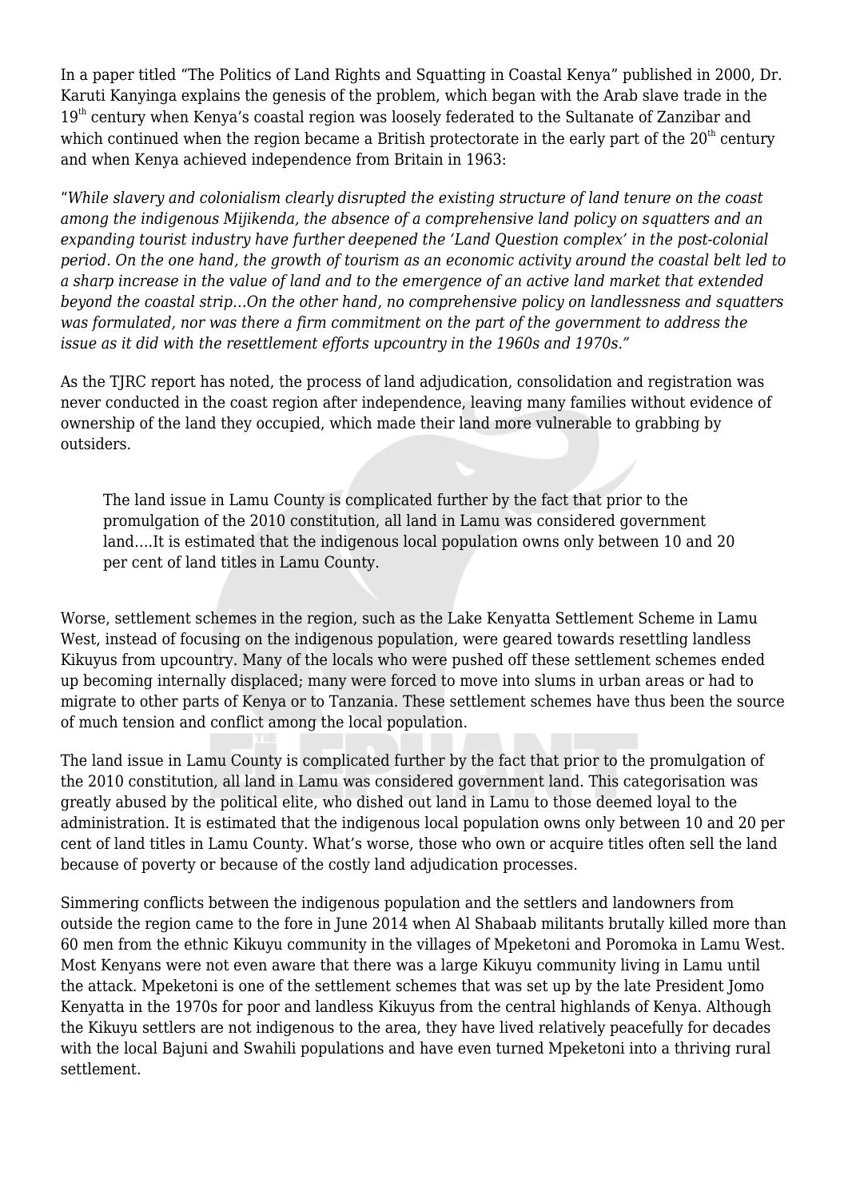In a paper titled "The Politics of Land Rights and Squatting in Coastal Kenya" published in 2000, Dr. Karuti Kanyinga explains the genesis of the problem, which began with the Arab slave trade in the 19th century when Kenya's coastal region was loosely federated to the Sultanate of Zanzibar and which continued when the region became a British protectorate in the early part of the 20th century and when Kenya achieved independence from Britain in 1963:

"*While slavery and colonialism clearly disrupted the existing structure of land tenure on the coast among the indigenous Mijikenda, the absence of a comprehensive land policy on squatters and an expanding tourist industry have further deepened the 'Land Question complex' in the post-colonial period. On the one hand, the growth of tourism as an economic activity around the coastal belt led to a sharp increase in the value of land and to the emergence of an active land market that extended beyond the coastal strip…On the other hand, no comprehensive policy on landlessness and squatters was formulated, nor was there a firm commitment on the part of the government to address the issue as it did with the resettlement efforts upcountry in the 1960s and 1970s.*"

As the TJRC report has noted, the process of land adjudication, consolidation and registration was never conducted in the coast region after independence, leaving many families without evidence of ownership of the land they occupied, which made their land more vulnerable to grabbing by outsiders.

> The land issue in Lamu County is complicated further by the fact that prior to the promulgation of the 2010 constitution, all land in Lamu was considered government land….It is estimated that the indigenous local population owns only between 10 and 20 per cent of land titles in Lamu County.

Worse, settlement schemes in the region, such as the Lake Kenyatta Settlement Scheme in Lamu West, instead of focusing on the indigenous population, were geared towards resettling landless Kikuyus from upcountry. Many of the locals who were pushed off these settlement schemes ended up becoming internally displaced; many were forced to move into slums in urban areas or had to migrate to other parts of Kenya or to Tanzania. These settlement schemes have thus been the source of much tension and conflict among the local population.

The land issue in Lamu County is complicated further by the fact that prior to the promulgation of the 2010 constitution, all land in Lamu was considered government land. This categorisation was greatly abused by the political elite, who dished out land in Lamu to those deemed loyal to the administration. It is estimated that the indigenous local population owns only between 10 and 20 per cent of land titles in Lamu County. What's worse, those who own or acquire titles often sell the land because of poverty or because of the costly land adjudication processes.

Simmering conflicts between the indigenous population and the settlers and landowners from outside the region came to the fore in June 2014 when Al Shabaab militants brutally killed more than 60 men from the ethnic Kikuyu community in the villages of Mpeketoni and Poromoka in Lamu West. Most Kenyans were not even aware that there was a large Kikuyu community living in Lamu until the attack. Mpeketoni is one of the settlement schemes that was set up by the late President Jomo Kenyatta in the 1970s for poor and landless Kikuyus from the central highlands of Kenya. Although the Kikuyu settlers are not indigenous to the area, they have lived relatively peacefully for decades with the local Bajuni and Swahili populations and have even turned Mpeketoni into a thriving rural settlement.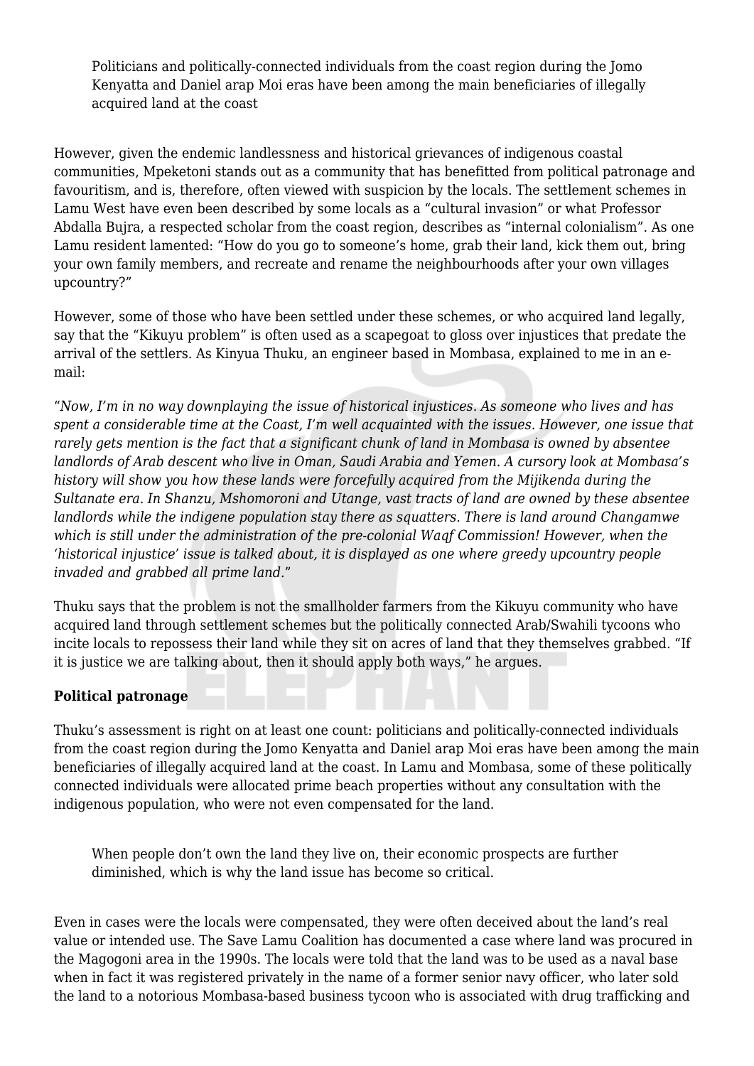> Politicians and politically-connected individuals from the coast region during the Jomo Kenyatta and Daniel arap Moi eras have been among the main beneficiaries of illegally acquired land at the coast

However, given the endemic landlessness and historical grievances of indigenous coastal communities, Mpeketoni stands out as a community that has benefitted from political patronage and favouritism, and is, therefore, often viewed with suspicion by the locals. The settlement schemes in Lamu West have even been described by some locals as a "cultural invasion" or what Professor Abdalla Bujra, a respected scholar from the coast region, describes as "internal colonialism". As one Lamu resident lamented: "How do you go to someone's home, grab their land, kick them out, bring your own family members, and recreate and rename the neighbourhoods after your own villages upcountry?"

However, some of those who have been settled under these schemes, or who acquired land legally, say that the "Kikuyu problem" is often used as a scapegoat to gloss over injustices that predate the arrival of the settlers. As Kinyua Thuku, an engineer based in Mombasa, explained to me in an e-mail:

"*Now, I'm in no way downplaying the issue of historical injustices. As someone who lives and has spent a considerable time at the Coast, I'm well acquainted with the issues. However, one issue that rarely gets mention is the fact that a significant chunk of land in Mombasa is owned by absentee landlords of Arab descent who live in Oman, Saudi Arabia and Yemen. A cursory look at Mombasa's history will show you how these lands were forcefully acquired from the Mijikenda during the Sultanate era. In Shanzu, Mshomoroni and Utange, vast tracts of land are owned by these absentee landlords while the indigene population stay there as squatters. There is land around Changamwe which is still under the administration of the pre-colonial Waqf Commission! However, when the 'historical injustice' issue is talked about, it is displayed as one where greedy upcountry people invaded and grabbed all prime land.*"

Thuku says that the problem is not the smallholder farmers from the Kikuyu community who have acquired land through settlement schemes but the politically connected Arab/Swahili tycoons who incite locals to repossess their land while they sit on acres of land that they themselves grabbed. "If it is justice we are talking about, then it should apply both ways," he argues.

**Political patronage**

Thuku's assessment is right on at least one count: politicians and politically-connected individuals from the coast region during the Jomo Kenyatta and Daniel arap Moi eras have been among the main beneficiaries of illegally acquired land at the coast. In Lamu and Mombasa, some of these politically connected individuals were allocated prime beach properties without any consultation with the indigenous population, who were not even compensated for the land.

> When people don't own the land they live on, their economic prospects are further diminished, which is why the land issue has become so critical.

Even in cases were the locals were compensated, they were often deceived about the land's real value or intended use. The Save Lamu Coalition has documented a case where land was procured in the Magogoni area in the 1990s. The locals were told that the land was to be used as a naval base when in fact it was registered privately in the name of a former senior navy officer, who later sold the land to a notorious Mombasa-based business tycoon who is associated with drug trafficking and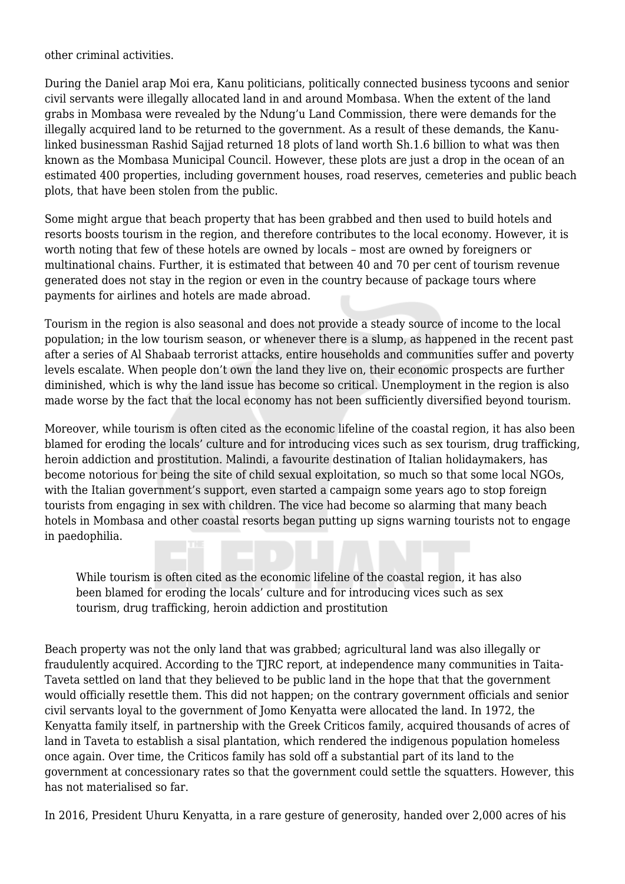other criminal activities.

During the Daniel arap Moi era, Kanu politicians, politically connected business tycoons and senior civil servants were illegally allocated land in and around Mombasa. When the extent of the land grabs in Mombasa were revealed by the Ndung'u Land Commission, there were demands for the illegally acquired land to be returned to the government. As a result of these demands, the Kanu-linked businessman Rashid Sajjad returned 18 plots of land worth Sh.1.6 billion to what was then known as the Mombasa Municipal Council. However, these plots are just a drop in the ocean of an estimated 400 properties, including government houses, road reserves, cemeteries and public beach plots, that have been stolen from the public.

Some might argue that beach property that has been grabbed and then used to build hotels and resorts boosts tourism in the region, and therefore contributes to the local economy. However, it is worth noting that few of these hotels are owned by locals – most are owned by foreigners or multinational chains. Further, it is estimated that between 40 and 70 per cent of tourism revenue generated does not stay in the region or even in the country because of package tours where payments for airlines and hotels are made abroad.

Tourism in the region is also seasonal and does not provide a steady source of income to the local population; in the low tourism season, or whenever there is a slump, as happened in the recent past after a series of Al Shabaab terrorist attacks, entire households and communities suffer and poverty levels escalate. When people don't own the land they live on, their economic prospects are further diminished, which is why the land issue has become so critical. Unemployment in the region is also made worse by the fact that the local economy has not been sufficiently diversified beyond tourism.

Moreover, while tourism is often cited as the economic lifeline of the coastal region, it has also been blamed for eroding the locals' culture and for introducing vices such as sex tourism, drug trafficking, heroin addiction and prostitution. Malindi, a favourite destination of Italian holidaymakers, has become notorious for being the site of child sexual exploitation, so much so that some local NGOs, with the Italian government's support, even started a campaign some years ago to stop foreign tourists from engaging in sex with children. The vice had become so alarming that many beach hotels in Mombasa and other coastal resorts began putting up signs warning tourists not to engage in paedophilia.

> While tourism is often cited as the economic lifeline of the coastal region, it has also been blamed for eroding the locals' culture and for introducing vices such as sex tourism, drug trafficking, heroin addiction and prostitution

Beach property was not the only land that was grabbed; agricultural land was also illegally or fraudulently acquired. According to the TJRC report, at independence many communities in Taita-Taveta settled on land that they believed to be public land in the hope that that the government would officially resettle them. This did not happen; on the contrary government officials and senior civil servants loyal to the government of Jomo Kenyatta were allocated the land. In 1972, the Kenyatta family itself, in partnership with the Greek Criticos family, acquired thousands of acres of land in Taveta to establish a sisal plantation, which rendered the indigenous population homeless once again. Over time, the Criticos family has sold off a substantial part of its land to the government at concessionary rates so that the government could settle the squatters. However, this has not materialised so far.

In 2016, President Uhuru Kenyatta, in a rare gesture of generosity, handed over 2,000 acres of his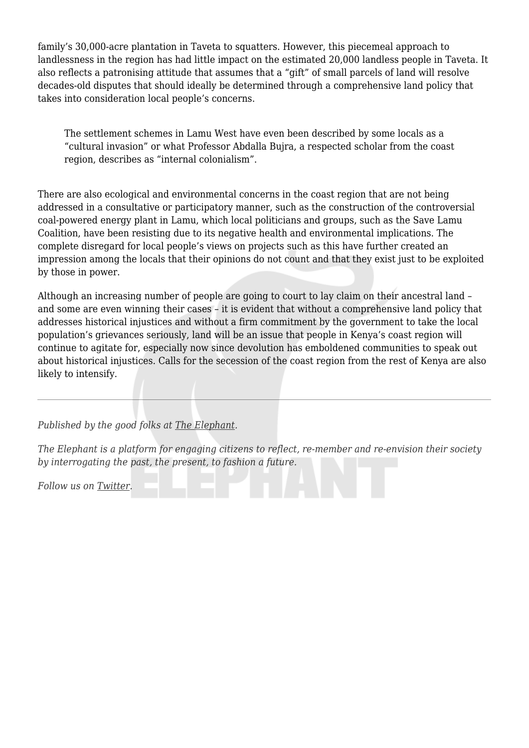family's 30,000-acre plantation in Taveta to squatters. However, this piecemeal approach to landlessness in the region has had little impact on the estimated 20,000 landless people in Taveta. It also reflects a patronising attitude that assumes that a "gift" of small parcels of land will resolve decades-old disputes that should ideally be determined through a comprehensive land policy that takes into consideration local people's concerns.

> The settlement schemes in Lamu West have even been described by some locals as a "cultural invasion" or what Professor Abdalla Bujra, a respected scholar from the coast region, describes as "internal colonialism".

There are also ecological and environmental concerns in the coast region that are not being addressed in a consultative or participatory manner, such as the construction of the controversial coal-powered energy plant in Lamu, which local politicians and groups, such as the Save Lamu Coalition, have been resisting due to its negative health and environmental implications. The complete disregard for local people's views on projects such as this have further created an impression among the locals that their opinions do not count and that they exist just to be exploited by those in power.

Although an increasing number of people are going to court to lay claim on their ancestral land – and some are even winning their cases – it is evident that without a comprehensive land policy that addresses historical injustices and without a firm commitment by the government to take the local population's grievances seriously, land will be an issue that people in Kenya's coast region will continue to agitate for, especially now since devolution has emboldened communities to speak out about historical injustices. Calls for the secession of the coast region from the rest of Kenya are also likely to intensify.

---

*Published by the good folks at The Elephant.*

*The Elephant is a platform for engaging citizens to reflect, re-member and re-envision their society by interrogating the past, the present, to fashion a future.*

*Follow us on Twitter.*